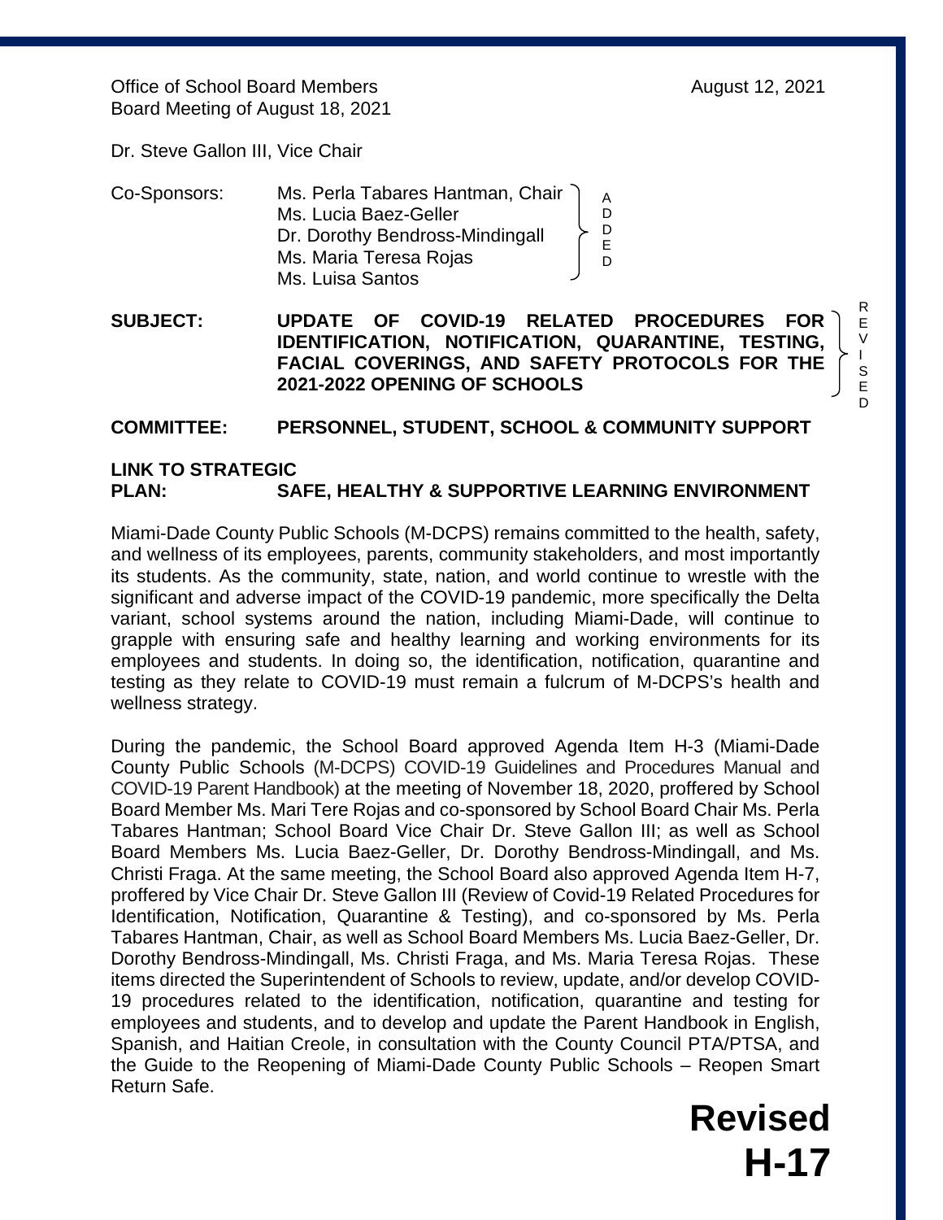Office of School Board Members
Board Meeting of August 18, 2021

August 12, 2021

Dr. Steve Gallon III, Vice Chair

Co-Sponsors: Ms. Perla Tabares Hantman, Chair
Ms. Lucia Baez-Geller
Dr. Dorothy Bendross-Mindingall
Ms. Maria Teresa Rojas
Ms. Luisa Santos

ADDED

**SUBJECT: UPDATE OF COVID-19 RELATED PROCEDURES FOR IDENTIFICATION, NOTIFICATION, QUARANTINE, TESTING, FACIAL COVERINGS, AND SAFETY PROTOCOLS FOR THE 2021-2022 OPENING OF SCHOOLS**

REVISED

**COMMITTEE: PERSONNEL, STUDENT, SCHOOL & COMMUNITY SUPPORT**

**LINK TO STRATEGIC PLAN: SAFE, HEALTHY & SUPPORTIVE LEARNING ENVIRONMENT**

Miami-Dade County Public Schools (M-DCPS) remains committed to the health, safety, and wellness of its employees, parents, community stakeholders, and most importantly its students. As the community, state, nation, and world continue to wrestle with the significant and adverse impact of the COVID-19 pandemic, more specifically the Delta variant, school systems around the nation, including Miami-Dade, will continue to grapple with ensuring safe and healthy learning and working environments for its employees and students. In doing so, the identification, notification, quarantine and testing as they relate to COVID-19 must remain a fulcrum of M-DCPS's health and wellness strategy.

During the pandemic, the School Board approved Agenda Item H-3 (Miami-Dade County Public Schools (M-DCPS) COVID-19 Guidelines and Procedures Manual and COVID-19 Parent Handbook) at the meeting of November 18, 2020, proffered by School Board Member Ms. Mari Tere Rojas and co-sponsored by School Board Chair Ms. Perla Tabares Hantman; School Board Vice Chair Dr. Steve Gallon III; as well as School Board Members Ms. Lucia Baez-Geller, Dr. Dorothy Bendross-Mindingall, and Ms. Christi Fraga. At the same meeting, the School Board also approved Agenda Item H-7, proffered by Vice Chair Dr. Steve Gallon III (Review of Covid-19 Related Procedures for Identification, Notification, Quarantine & Testing), and co-sponsored by Ms. Perla Tabares Hantman, Chair, as well as School Board Members Ms. Lucia Baez-Geller, Dr. Dorothy Bendross-Mindingall, Ms. Christi Fraga, and Ms. Maria Teresa Rojas. These items directed the Superintendent of Schools to review, update, and/or develop COVID-19 procedures related to the identification, notification, quarantine and testing for employees and students, and to develop and update the Parent Handbook in English, Spanish, and Haitian Creole, in consultation with the County Council PTA/PTSA, and the Guide to the Reopening of Miami-Dade County Public Schools – Reopen Smart Return Safe.

**Revised H-17**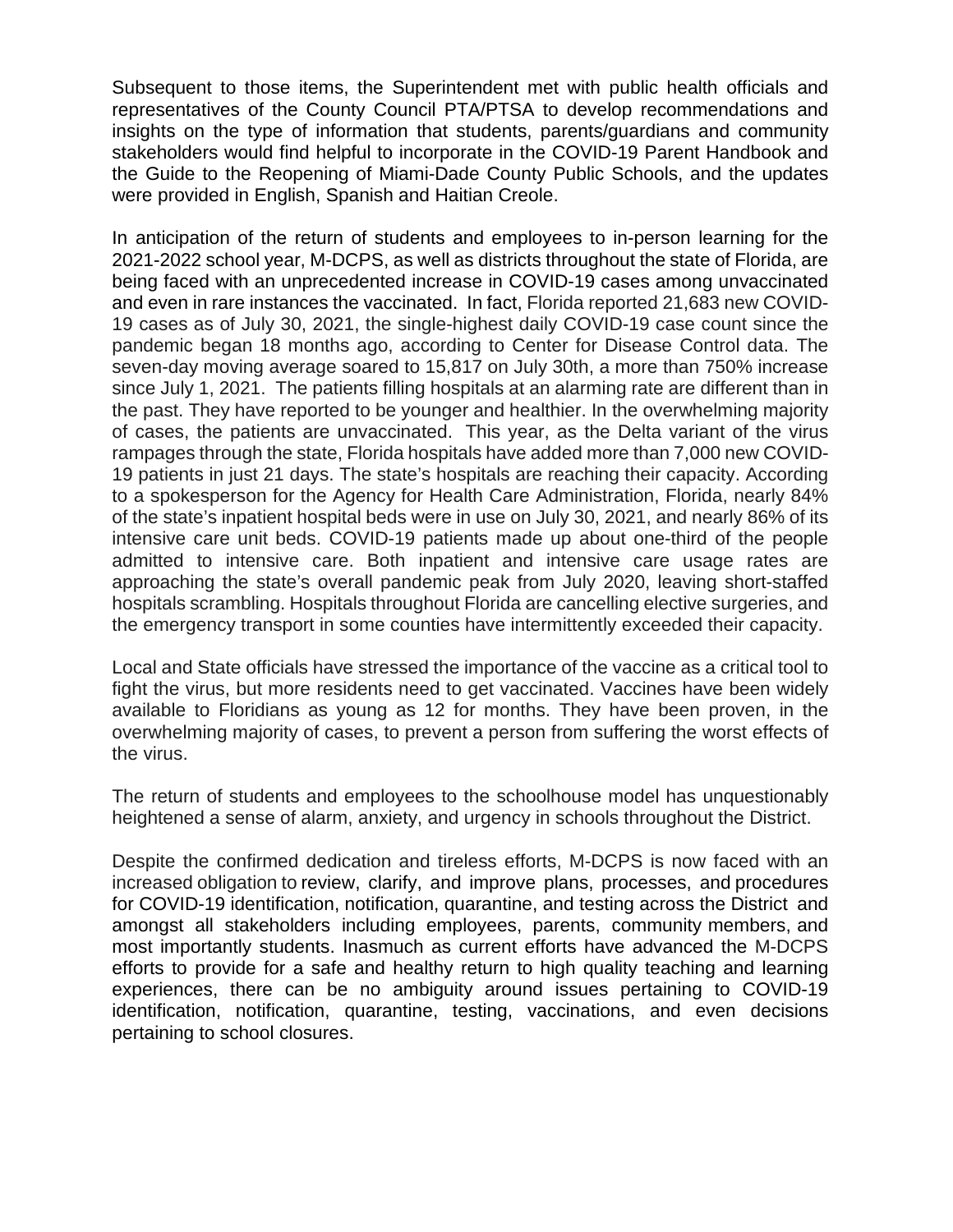Subsequent to those items, the Superintendent met with public health officials and representatives of the County Council PTA/PTSA to develop recommendations and insights on the type of information that students, parents/guardians and community stakeholders would find helpful to incorporate in the COVID-19 Parent Handbook and the Guide to the Reopening of Miami-Dade County Public Schools, and the updates were provided in English, Spanish and Haitian Creole.

In anticipation of the return of students and employees to in-person learning for the 2021-2022 school year, M-DCPS, as well as districts throughout the state of Florida, are being faced with an unprecedented increase in COVID-19 cases among unvaccinated and even in rare instances the vaccinated. In fact, Florida reported 21,683 new COVID-19 cases as of July 30, 2021, the single-highest daily COVID-19 case count since the pandemic began 18 months ago, according to Center for Disease Control data. The seven-day moving average soared to 15,817 on July 30th, a more than 750% increase since July 1, 2021. The patients filling hospitals at an alarming rate are different than in the past. They have reported to be younger and healthier. In the overwhelming majority of cases, the patients are unvaccinated. This year, as the Delta variant of the virus rampages through the state, Florida hospitals have added more than 7,000 new COVID-19 patients in just 21 days. The state's hospitals are reaching their capacity. According to a spokesperson for the Agency for Health Care Administration, Florida, nearly 84% of the state's inpatient hospital beds were in use on July 30, 2021, and nearly 86% of its intensive care unit beds. COVID-19 patients made up about one-third of the people admitted to intensive care. Both inpatient and intensive care usage rates are approaching the state's overall pandemic peak from July 2020, leaving short-staffed hospitals scrambling. Hospitals throughout Florida are cancelling elective surgeries, and the emergency transport in some counties have intermittently exceeded their capacity.

Local and State officials have stressed the importance of the vaccine as a critical tool to fight the virus, but more residents need to get vaccinated. Vaccines have been widely available to Floridians as young as 12 for months. They have been proven, in the overwhelming majority of cases, to prevent a person from suffering the worst effects of the virus.

The return of students and employees to the schoolhouse model has unquestionably heightened a sense of alarm, anxiety, and urgency in schools throughout the District.

Despite the confirmed dedication and tireless efforts, M-DCPS is now faced with an increased obligation to review, clarify, and improve plans, processes, and procedures for COVID-19 identification, notification, quarantine, and testing across the District and amongst all stakeholders including employees, parents, community members, and most importantly students. Inasmuch as current efforts have advanced the M-DCPS efforts to provide for a safe and healthy return to high quality teaching and learning experiences, there can be no ambiguity around issues pertaining to COVID-19 identification, notification, quarantine, testing, vaccinations, and even decisions pertaining to school closures.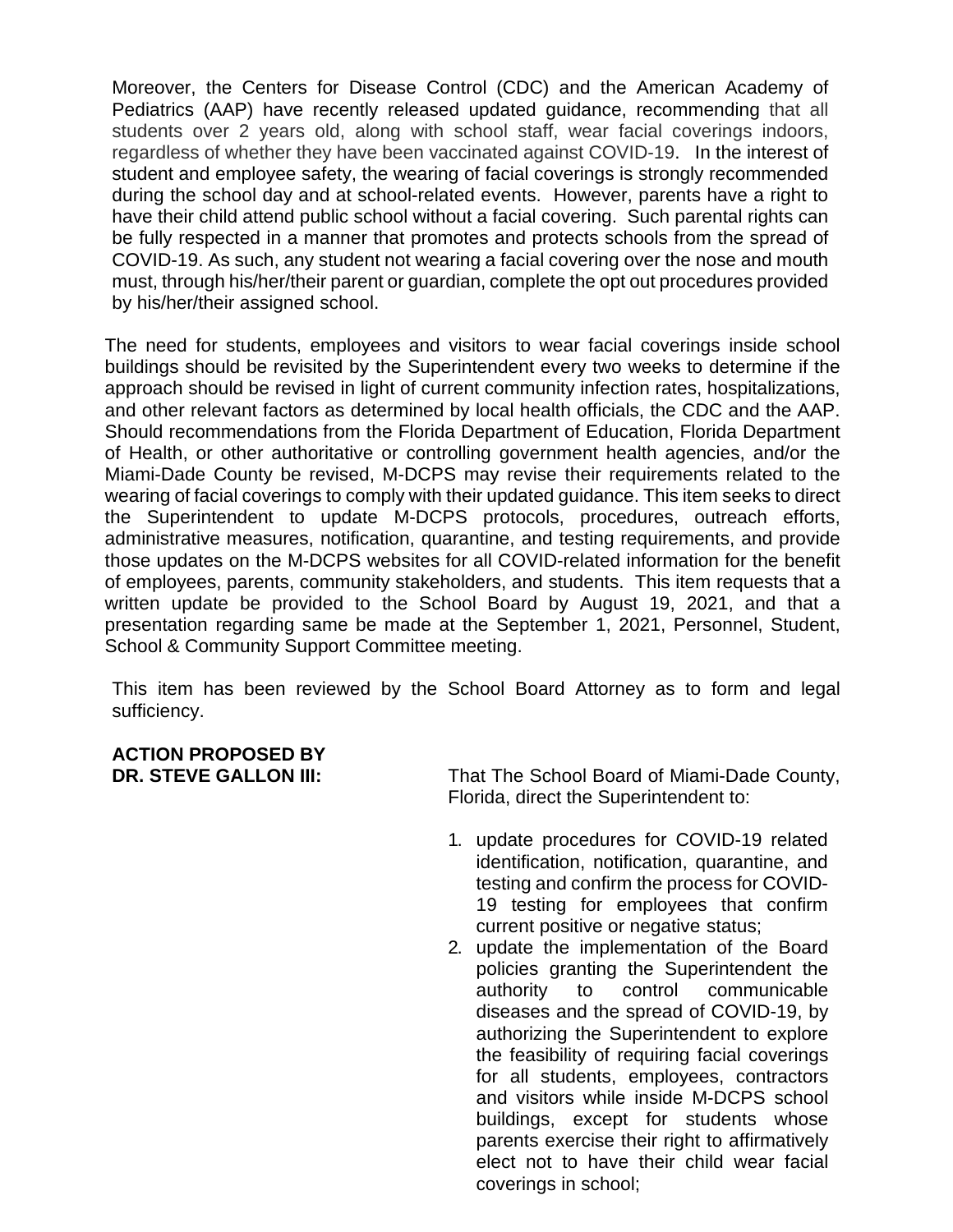Moreover, the Centers for Disease Control (CDC) and the American Academy of Pediatrics (AAP) have recently released updated guidance, recommending that all students over 2 years old, along with school staff, wear facial coverings indoors, regardless of whether they have been vaccinated against COVID-19. In the interest of student and employee safety, the wearing of facial coverings is strongly recommended during the school day and at school-related events. However, parents have a right to have their child attend public school without a facial covering. Such parental rights can be fully respected in a manner that promotes and protects schools from the spread of COVID-19. As such, any student not wearing a facial covering over the nose and mouth must, through his/her/their parent or guardian, complete the opt out procedures provided by his/her/their assigned school.

The need for students, employees and visitors to wear facial coverings inside school buildings should be revisited by the Superintendent every two weeks to determine if the approach should be revised in light of current community infection rates, hospitalizations, and other relevant factors as determined by local health officials, the CDC and the AAP. Should recommendations from the Florida Department of Education, Florida Department of Health, or other authoritative or controlling government health agencies, and/or the Miami-Dade County be revised, M-DCPS may revise their requirements related to the wearing of facial coverings to comply with their updated guidance. This item seeks to direct the Superintendent to update M-DCPS protocols, procedures, outreach efforts, administrative measures, notification, quarantine, and testing requirements, and provide those updates on the M-DCPS websites for all COVID-related information for the benefit of employees, parents, community stakeholders, and students. This item requests that a written update be provided to the School Board by August 19, 2021, and that a presentation regarding same be made at the September 1, 2021, Personnel, Student, School & Community Support Committee meeting.

This item has been reviewed by the School Board Attorney as to form and legal sufficiency.

**ACTION PROPOSED BY DR. STEVE GALLON III:**

That The School Board of Miami-Dade County, Florida, direct the Superintendent to:

1. update procedures for COVID-19 related identification, notification, quarantine, and testing and confirm the process for COVID-19 testing for employees that confirm current positive or negative status;
2. update the implementation of the Board policies granting the Superintendent the authority to control communicable diseases and the spread of COVID-19, by authorizing the Superintendent to explore the feasibility of requiring facial coverings for all students, employees, contractors and visitors while inside M-DCPS school buildings, except for students whose parents exercise their right to affirmatively elect not to have their child wear facial coverings in school;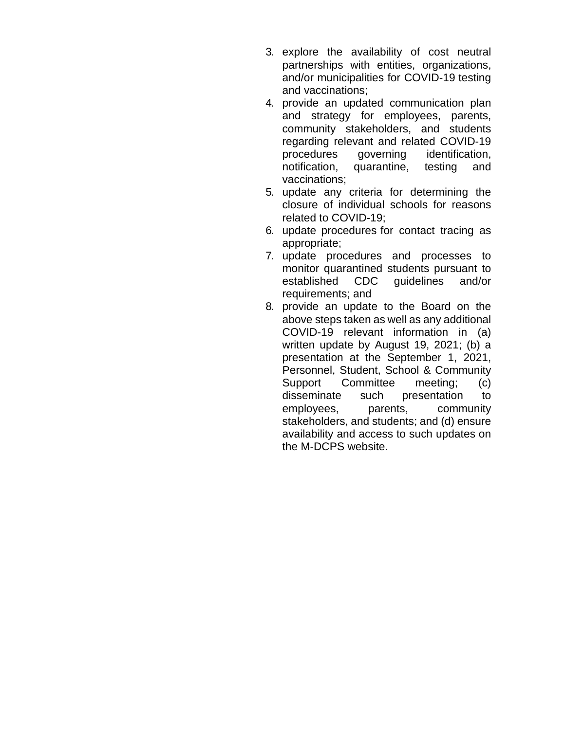3. explore the availability of cost neutral partnerships with entities, organizations, and/or municipalities for COVID-19 testing and vaccinations;
4. provide an updated communication plan and strategy for employees, parents, community stakeholders, and students regarding relevant and related COVID-19 procedures governing identification, notification, quarantine, testing and vaccinations;
5. update any criteria for determining the closure of individual schools for reasons related to COVID-19;
6. update procedures for contact tracing as appropriate;
7. update procedures and processes to monitor quarantined students pursuant to established CDC guidelines and/or requirements; and
8. provide an update to the Board on the above steps taken as well as any additional COVID-19 relevant information in (a) written update by August 19, 2021; (b) a presentation at the September 1, 2021, Personnel, Student, School & Community Support Committee meeting; (c) disseminate such presentation to employees, parents, community stakeholders, and students; and (d) ensure availability and access to such updates on the M-DCPS website.